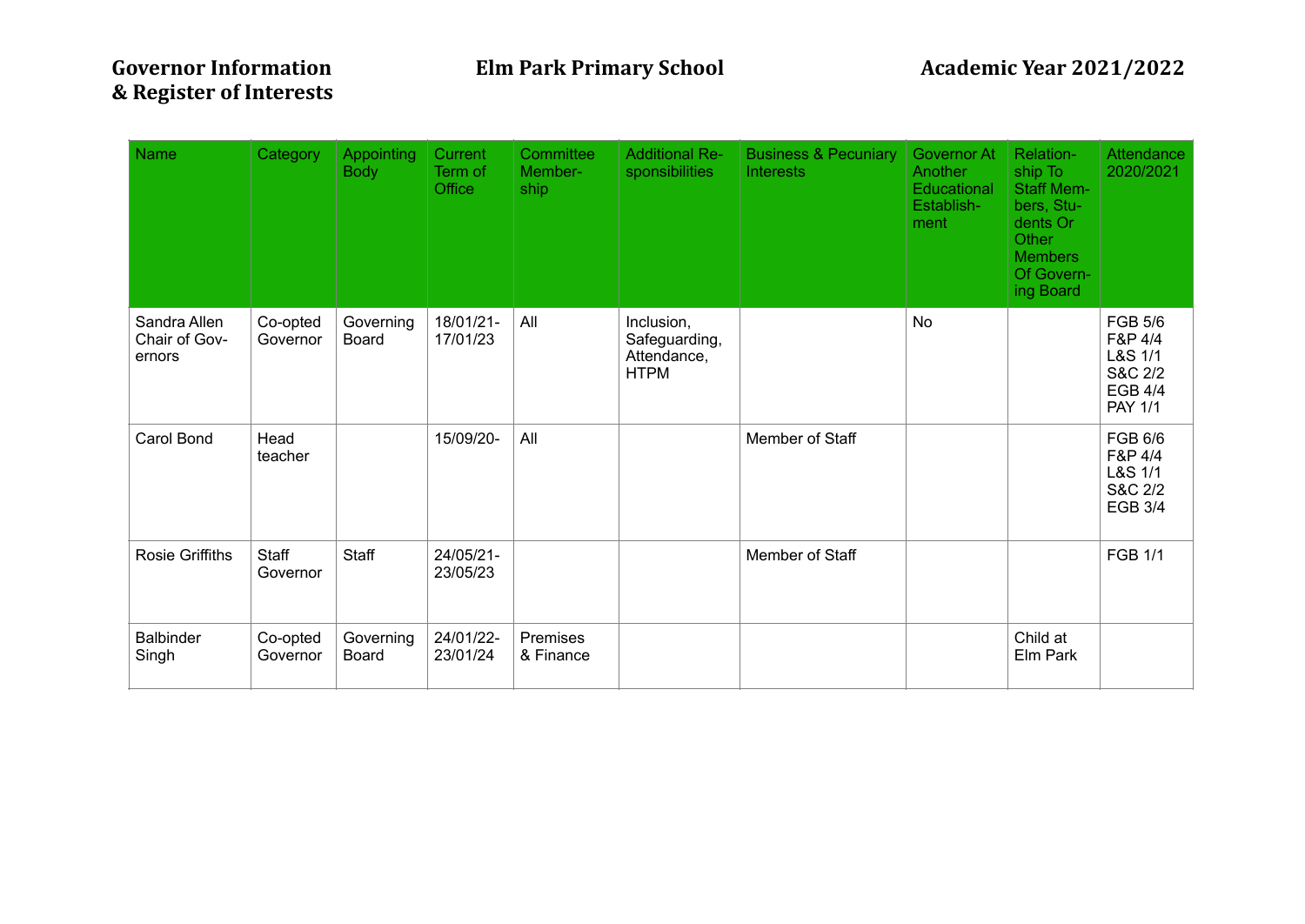# Governor Information & Register of Interests

**Elm Park Primary School** **Academic Year 2021/2022**

| Name | Category | Appointing Body | Current Term of Office | Committee Membership | Additional Responsibilities | Business & Pecuniary Interests | Governor At Another Educational Establishment | Relationship To Staff Members, Students Or Other Members Of Governing Board | Attendance 2020/2021 |
|---|---|---|---|---|---|---|---|---|---|
| Sandra Allen Chair of Governors | Co-opted Governor | Governing Board | 18/01/21-17/01/23 | All | Inclusion, Safeguarding, Attendance, HTPM | | No | | FGB 5/6 F&P 4/4 L&S 1/1 S&C 2/2 EGB 4/4 PAY 1/1 |
| Carol Bond | Head teacher | | 15/09/20- | All | | Member of Staff | | | FGB 6/6 F&P 4/4 L&S 1/1 S&C 2/2 EGB 3/4 |
| Rosie Griffiths | Staff Governor | Staff | 24/05/21-23/05/23 | | | Member of Staff | | | FGB 1/1 |
| Balbinder Singh | Co-opted Governor | Governing Board | 24/01/22-23/01/24 | Premises & Finance | | | | Child at Elm Park | |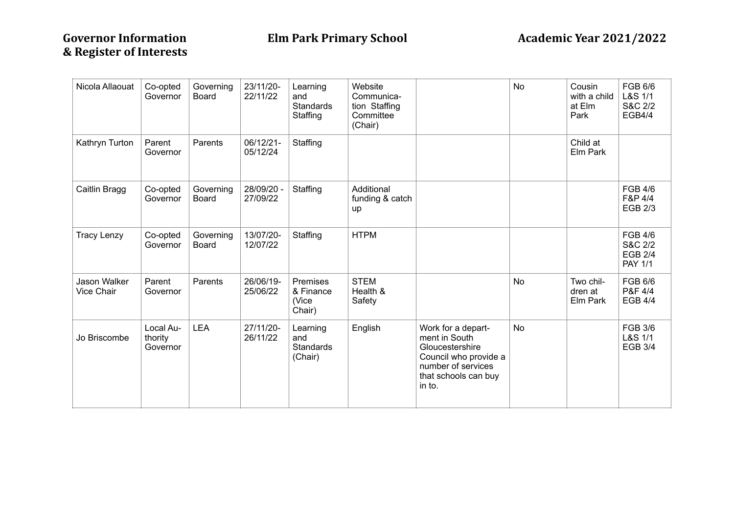| Nicola Allaouat | Co-opted Governor | Governing Board | 23/11/20-22/11/22 | Learning and Standards Staffing | Website Communica-tion Staffing Committee (Chair) | | No | Cousin with a child at Elm Park | FGB 6/6 L&S 1/1 S&C 2/2 EGB4/4 |
|---|---|---|---|---|---|---|---|---|---|
| Kathryn Turton | Parent Governor | Parents | 06/12/21-05/12/24 | Staffing | | | | Child at Elm Park | |
| Caitlin Bragg | Co-opted Governor | Governing Board | 28/09/20 - 27/09/22 | Staffing | Additional funding & catch up | | | | FGB 4/6 F&P 4/4 EGB 2/3 |
| Tracy Lenzy | Co-opted Governor | Governing Board | 13/07/20-12/07/22 | Staffing | HTPM | | | | FGB 4/6 S&C 2/2 EGB 2/4 PAY 1/1 |
| Jason Walker Vice Chair | Parent Governor | Parents | 26/06/19-25/06/22 | Premises & Finance (Vice Chair) | STEM Health & Safety | | No | Two chil-dren at Elm Park | FGB 6/6 P&F 4/4 EGB 4/4 |
| Jo Briscombe | Local Au-thority Governor | LEA | 27/11/20-26/11/22 | Learning and Standards (Chair) | English | Work for a depart-ment in South Gloucestershire Council who provide a number of services that schools can buy in to. | No | | FGB 3/6 L&S 1/1 EGB 3/4 |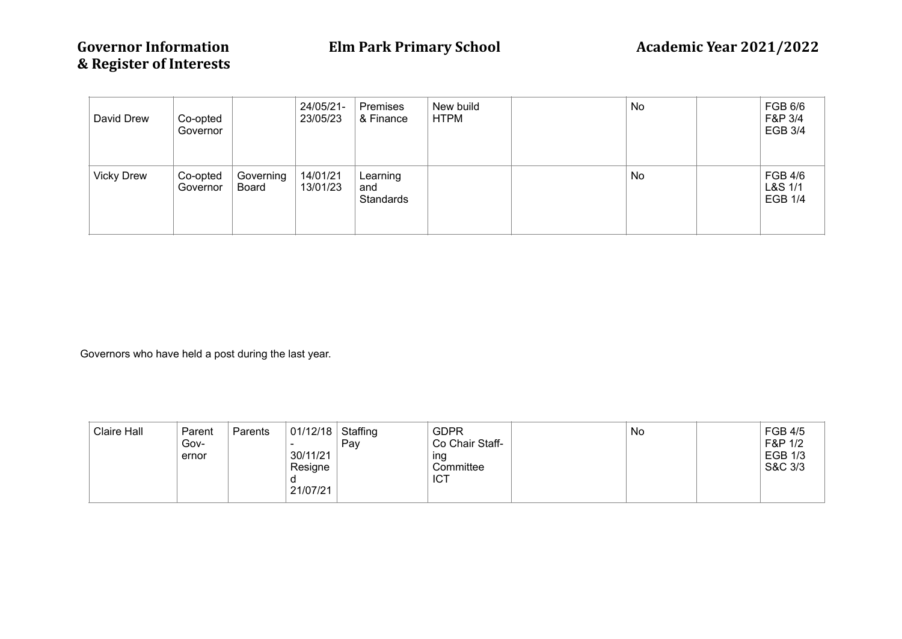| | | | | | | | | | |
|---|---|---|---|---|---|---|---|---|---|
| David Drew | Co-opted Governor | | 24/05/21-23/05/23 | Premises & Finance | New build HTPM | | No | | FGB 6/6 F&P 3/4 EGB 3/4 |
| Vicky Drew | Co-opted Governor | Governing Board | 14/01/21 13/01/23 | Learning and Standards | | | No | | FGB 4/6 L&S 1/1 EGB 1/4 |

Governors who have held a post during the last year.

| | | | | | | | | | |
|---|---|---|---|---|---|---|---|---|---|
| Claire Hall | Parent Governor | Parents | 01/12/18 - 30/11/21 Resigned 21/07/21 | Staffing Pay | GDPR Co Chair Staffing Committee ICT | | No | | FGB 4/5 F&P 1/2 EGB 1/3 S&C 3/3 |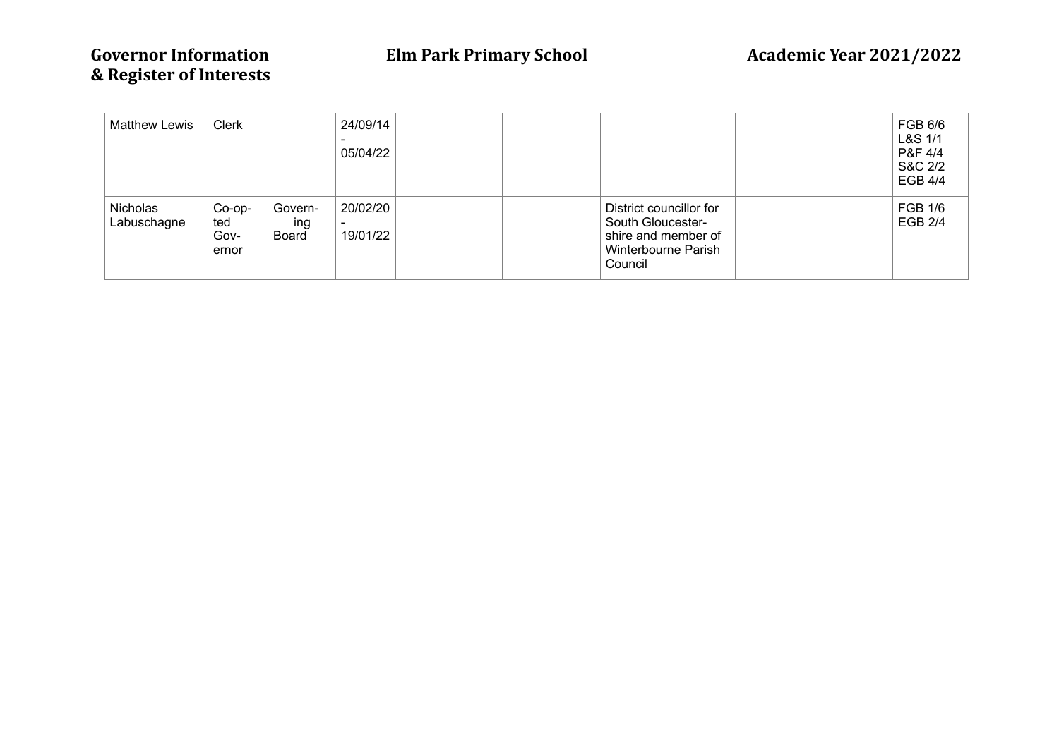| | | | | | | | | | |
|---|---|---|---|---|---|---|---|---|---|
| Matthew Lewis | Clerk | | 24/09/14 - 05/04/22 | | | | | | FGB 6/6 L&S 1/1 P&F 4/4 S&C 2/2 EGB 4/4 |
| Nicholas Labuschagne | Co-opted Governor | Governing Board | 20/02/20 - 19/01/22 | | | District councillor for South Gloucestershire and member of Winterbourne Parish Council | | | FGB 1/6 EGB 2/4 |